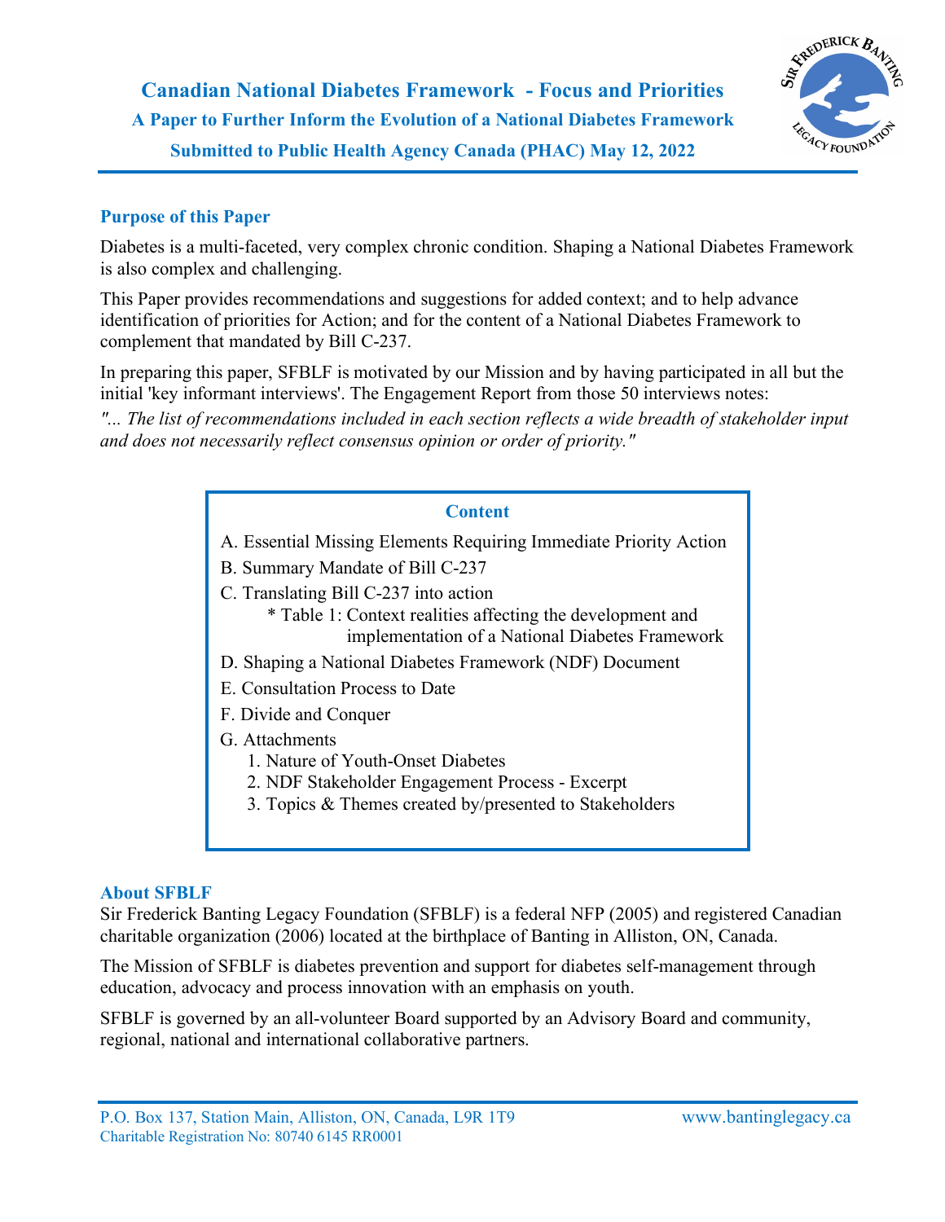# Canadian National Diabetes Framework - Focus and Priorities

## A Paper to Further Inform the Evolution of a National Diabetes Framework

### Submitted to Public Health Agency Canada (PHAC) May 12, 2022

## Purpose of this Paper

Diabetes is a multi-faceted, very complex chronic condition. Shaping a National Diabetes Framework is also complex and challenging.

This Paper provides recommendations and suggestions for added context; and to help advance identification of priorities for Action; and for the content of a National Diabetes Framework to complement that mandated by Bill C-237.

In preparing this paper, SFBLF is motivated by our Mission and by having participated in all but the initial 'key informant interviews'. The Engagement Report from those 50 interviews notes:

*"... The list of recommendations included in each section reflects a wide breadth of stakeholder input and does not necessarily reflect consensus opinion or order of priority."*

**Content**

A. Essential Missing Elements Requiring Immediate Priority Action

B. Summary Mandate of Bill C-237

C. Translating Bill C-237 into action
   * Table 1: Context realities affecting the development and implementation of a National Diabetes Framework

D. Shaping a National Diabetes Framework (NDF) Document

E. Consultation Process to Date

F. Divide and Conquer

G. Attachments
   1. Nature of Youth-Onset Diabetes
   2. NDF Stakeholder Engagement Process - Excerpt
   3. Topics & Themes created by/presented to Stakeholders

## About SFBLF

Sir Frederick Banting Legacy Foundation (SFBLF) is a federal NFP (2005) and registered Canadian charitable organization (2006) located at the birthplace of Banting in Alliston, ON, Canada.

The Mission of SFBLF is diabetes prevention and support for diabetes self-management through education, advocacy and process innovation with an emphasis on youth.

SFBLF is governed by an all-volunteer Board supported by an Advisory Board and community, regional, national and international collaborative partners.

P.O. Box 137, Station Main, Alliston, ON, Canada, L9R 1T9 www.bantinglegacy.ca
Charitable Registration No: 80740 6145 RR0001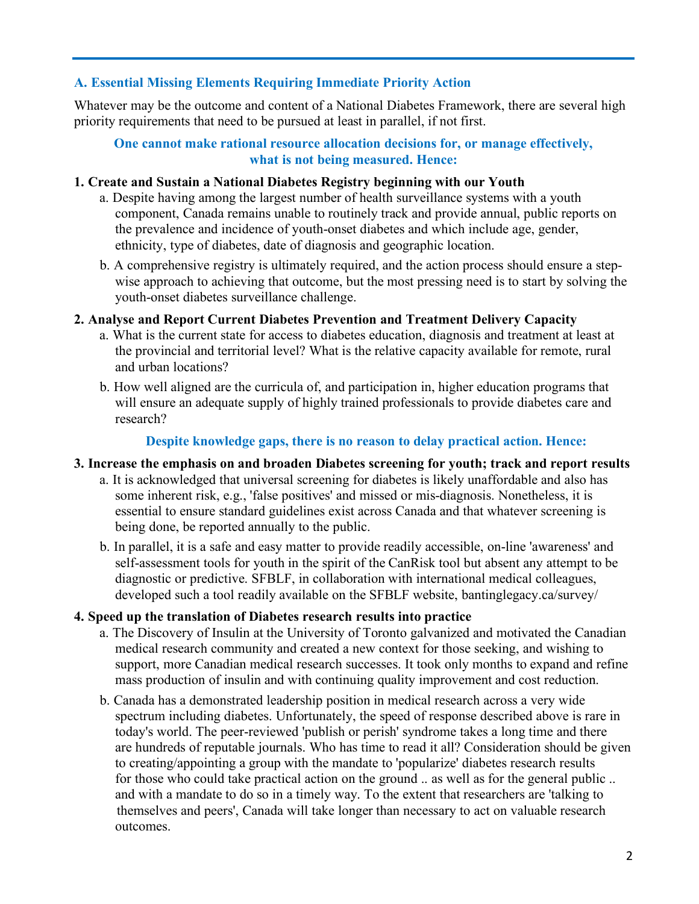## A. Essential Missing Elements Requiring Immediate Priority Action

Whatever may be the outcome and content of a National Diabetes Framework, there are several high priority requirements that need to be pursued at least in parallel, if not first.

**One cannot make rational resource allocation decisions for, or manage effectively, what is not being measured. Hence:**

**1. Create and Sustain a National Diabetes Registry beginning with our Youth**

a. Despite having among the largest number of health surveillance systems with a youth component, Canada remains unable to routinely track and provide annual, public reports on the prevalence and incidence of youth-onset diabetes and which include age, gender, ethnicity, type of diabetes, date of diagnosis and geographic location.

b. A comprehensive registry is ultimately required, and the action process should ensure a step-wise approach to achieving that outcome, but the most pressing need is to start by solving the youth-onset diabetes surveillance challenge.

**2. Analyse and Report Current Diabetes Prevention and Treatment Delivery Capacity**

a. What is the current state for access to diabetes education, diagnosis and treatment at least at the provincial and territorial level? What is the relative capacity available for remote, rural and urban locations?

b. How well aligned are the curricula of, and participation in, higher education programs that will ensure an adequate supply of highly trained professionals to provide diabetes care and research?

**Despite knowledge gaps, there is no reason to delay practical action. Hence:**

**3. Increase the emphasis on and broaden Diabetes screening for youth; track and report results**

a. It is acknowledged that universal screening for diabetes is likely unaffordable and also has some inherent risk, e.g., 'false positives' and missed or mis-diagnosis. Nonetheless, it is essential to ensure standard guidelines exist across Canada and that whatever screening is being done, be reported annually to the public.

b. In parallel, it is a safe and easy matter to provide readily accessible, on-line 'awareness' and self-assessment tools for youth in the spirit of the CanRisk tool but absent any attempt to be diagnostic or predictive. SFBLF, in collaboration with international medical colleagues, developed such a tool readily available on the SFBLF website, bantinglegacy.ca/survey/

**4. Speed up the translation of Diabetes research results into practice**

a. The Discovery of Insulin at the University of Toronto galvanized and motivated the Canadian medical research community and created a new context for those seeking, and wishing to support, more Canadian medical research successes. It took only months to expand and refine mass production of insulin and with continuing quality improvement and cost reduction.

b. Canada has a demonstrated leadership position in medical research across a very wide spectrum including diabetes. Unfortunately, the speed of response described above is rare in today's world. The peer-reviewed 'publish or perish' syndrome takes a long time and there are hundreds of reputable journals. Who has time to read it all? Consideration should be given to creating/appointing a group with the mandate to 'popularize' diabetes research results for those who could take practical action on the ground .. as well as for the general public .. and with a mandate to do so in a timely way. To the extent that researchers are 'talking to themselves and peers', Canada will take longer than necessary to act on valuable research outcomes.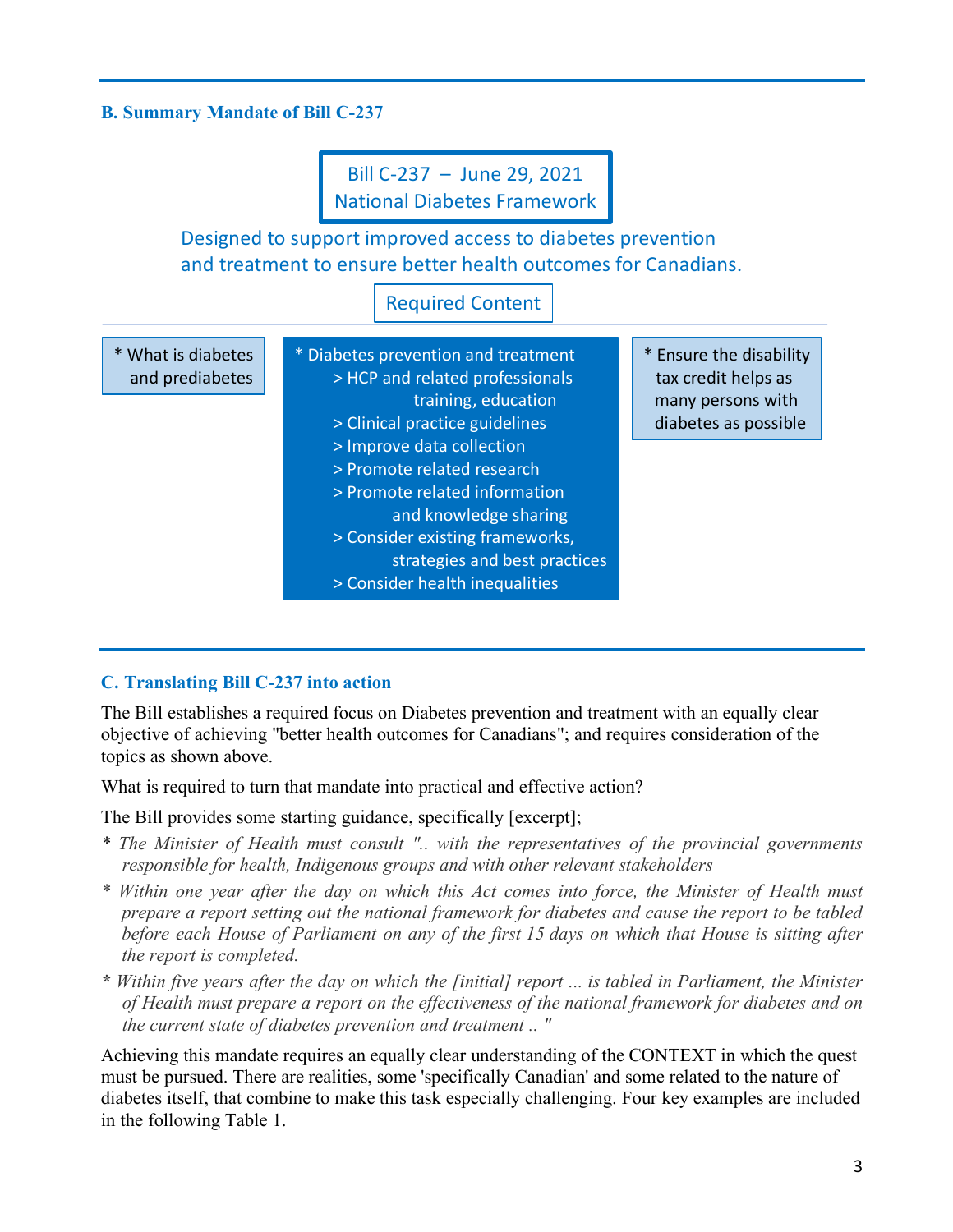### B. Summary Mandate of Bill C-237

Bill C-237 – June 29, 2021
National Diabetes Framework

Designed to support improved access to diabetes prevention and treatment to ensure better health outcomes for Canadians.

Required Content

* What is diabetes and prediabetes

* Diabetes prevention and treatment
    - > HCP and related professionals training, education
    - > Clinical practice guidelines
    - > Improve data collection
    - > Promote related research
    - > Promote related information and knowledge sharing
    - > Consider existing frameworks, strategies and best practices
    - > Consider health inequalities

* Ensure the disability tax credit helps as many persons with diabetes as possible

### C. Translating Bill C-237 into action

The Bill establishes a required focus on Diabetes prevention and treatment with an equally clear objective of achieving "better health outcomes for Canadians"; and requires consideration of the topics as shown above.

What is required to turn that mandate into practical and effective action?

The Bill provides some starting guidance, specifically [excerpt];

* *The Minister of Health must consult ".. with the representatives of the provincial governments responsible for health, Indigenous groups and with other relevant stakeholders*
* *Within one year after the day on which this Act comes into force, the Minister of Health must prepare a report setting out the national framework for diabetes and cause the report to be tabled before each House of Parliament on any of the first 15 days on which that House is sitting after the report is completed.*
* *Within five years after the day on which the [initial] report ... is tabled in Parliament, the Minister of Health must prepare a report on the effectiveness of the national framework for diabetes and on the current state of diabetes prevention and treatment .. "*

Achieving this mandate requires an equally clear understanding of the CONTEXT in which the quest must be pursued. There are realities, some 'specifically Canadian' and some related to the nature of diabetes itself, that combine to make this task especially challenging. Four key examples are included in the following Table 1.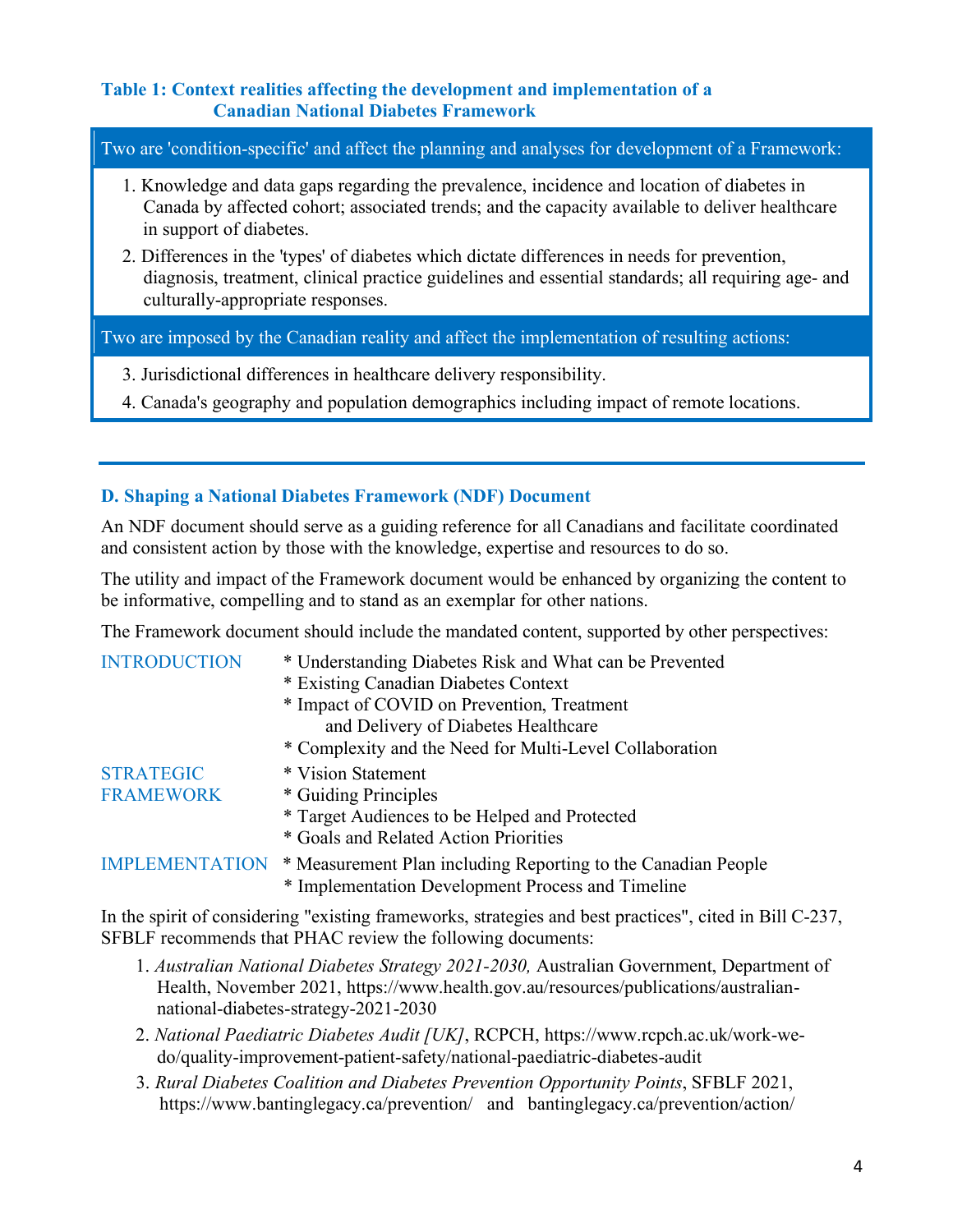**Table 1: Context realities affecting the development and implementation of a Canadian National Diabetes Framework**

| Two are 'condition-specific' and affect the planning and analyses for development of a Framework: |
| --- |
| 1. Knowledge and data gaps regarding the prevalence, incidence and location of diabetes in Canada by affected cohort; associated trends; and the capacity available to deliver healthcare in support of diabetes. |
| 2. Differences in the 'types' of diabetes which dictate differences in needs for prevention, diagnosis, treatment, clinical practice guidelines and essential standards; all requiring age- and culturally-appropriate responses. |
| **Two are imposed by the Canadian reality and affect the implementation of resulting actions:** |
| 3. Jurisdictional differences in healthcare delivery responsibility. |
| 4. Canada's geography and population demographics including impact of remote locations. |

## D. Shaping a National Diabetes Framework (NDF) Document

An NDF document should serve as a guiding reference for all Canadians and facilitate coordinated and consistent action by those with the knowledge, expertise and resources to do so.

The utility and impact of the Framework document would be enhanced by organizing the content to be informative, compelling and to stand as an exemplar for other nations.

The Framework document should include the mandated content, supported by other perspectives:

| | |
| --- | --- |
| INTRODUCTION | * Understanding Diabetes Risk and What can be Prevented<br>* Existing Canadian Diabetes Context<br>* Impact of COVID on Prevention, Treatment and Delivery of Diabetes Healthcare<br>* Complexity and the Need for Multi-Level Collaboration |
| STRATEGIC FRAMEWORK | * Vision Statement<br>* Guiding Principles<br>* Target Audiences to be Helped and Protected<br>* Goals and Related Action Priorities |
| IMPLEMENTATION | * Measurement Plan including Reporting to the Canadian People<br>* Implementation Development Process and Timeline |

In the spirit of considering "existing frameworks, strategies and best practices", cited in Bill C-237, SFBLF recommends that PHAC review the following documents:

1. *Australian National Diabetes Strategy 2021-2030,* Australian Government, Department of Health, November 2021, https://www.health.gov.au/resources/publications/australian-national-diabetes-strategy-2021-2030
2. *National Paediatric Diabetes Audit [UK]*, RCPCH, https://www.rcpch.ac.uk/work-we-do/quality-improvement-patient-safety/national-paediatric-diabetes-audit
3. *Rural Diabetes Coalition and Diabetes Prevention Opportunity Points*, SFBLF 2021, https://www.bantinglegacy.ca/prevention/ and bantinglegacy.ca/prevention/action/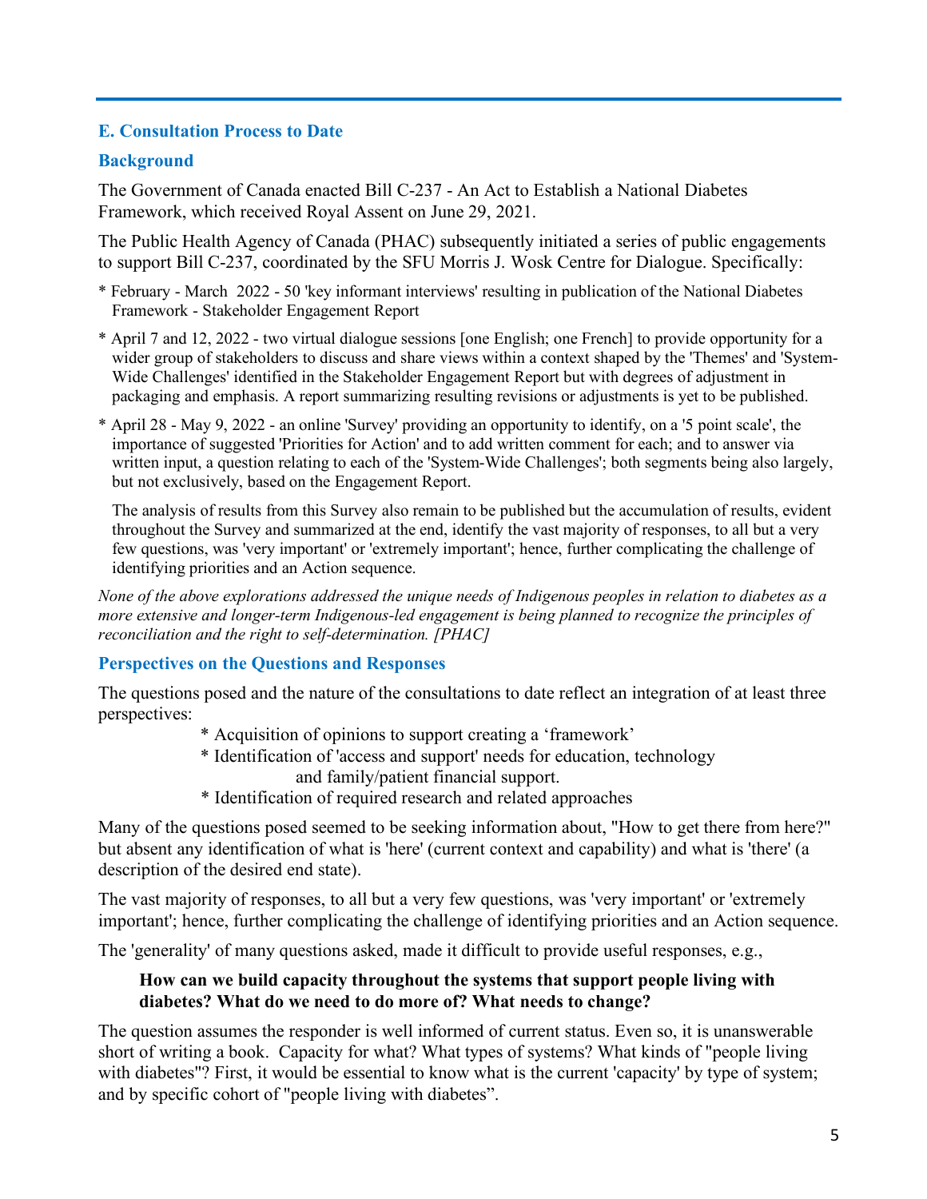## E. Consultation Process to Date

### Background

The Government of Canada enacted Bill C-237 - An Act to Establish a National Diabetes Framework, which received Royal Assent on June 29, 2021.

The Public Health Agency of Canada (PHAC) subsequently initiated a series of public engagements to support Bill C-237, coordinated by the SFU Morris J. Wosk Centre for Dialogue. Specifically:

* February - March 2022 - 50 'key informant interviews' resulting in publication of the National Diabetes Framework - Stakeholder Engagement Report

* April 7 and 12, 2022 - two virtual dialogue sessions [one English; one French] to provide opportunity for a wider group of stakeholders to discuss and share views within a context shaped by the 'Themes' and 'System-Wide Challenges' identified in the Stakeholder Engagement Report but with degrees of adjustment in packaging and emphasis. A report summarizing resulting revisions or adjustments is yet to be published.

* April 28 - May 9, 2022 - an online 'Survey' providing an opportunity to identify, on a '5 point scale', the importance of suggested 'Priorities for Action' and to add written comment for each; and to answer via written input, a question relating to each of the 'System-Wide Challenges'; both segments being also largely, but not exclusively, based on the Engagement Report.

  The analysis of results from this Survey also remain to be published but the accumulation of results, evident throughout the Survey and summarized at the end, identify the vast majority of responses, to all but a very few questions, was 'very important' or 'extremely important'; hence, further complicating the challenge of identifying priorities and an Action sequence.

*None of the above explorations addressed the unique needs of Indigenous peoples in relation to diabetes as a more extensive and longer-term Indigenous-led engagement is being planned to recognize the principles of reconciliation and the right to self-determination. [PHAC]*

### Perspectives on the Questions and Responses

The questions posed and the nature of the consultations to date reflect an integration of at least three perspectives:

* Acquisition of opinions to support creating a 'framework'
* Identification of 'access and support' needs for education, technology and family/patient financial support.
* Identification of required research and related approaches

Many of the questions posed seemed to be seeking information about, "How to get there from here?" but absent any identification of what is 'here' (current context and capability) and what is 'there' (a description of the desired end state).

The vast majority of responses, to all but a very few questions, was 'very important' or 'extremely important'; hence, further complicating the challenge of identifying priorities and an Action sequence.

The 'generality' of many questions asked, made it difficult to provide useful responses, e.g.,

> **How can we build capacity throughout the systems that support people living with diabetes? What do we need to do more of? What needs to change?**

The question assumes the responder is well informed of current status. Even so, it is unanswerable short of writing a book. Capacity for what? What types of systems? What kinds of "people living with diabetes"? First, it would be essential to know what is the current 'capacity' by type of system; and by specific cohort of "people living with diabetes".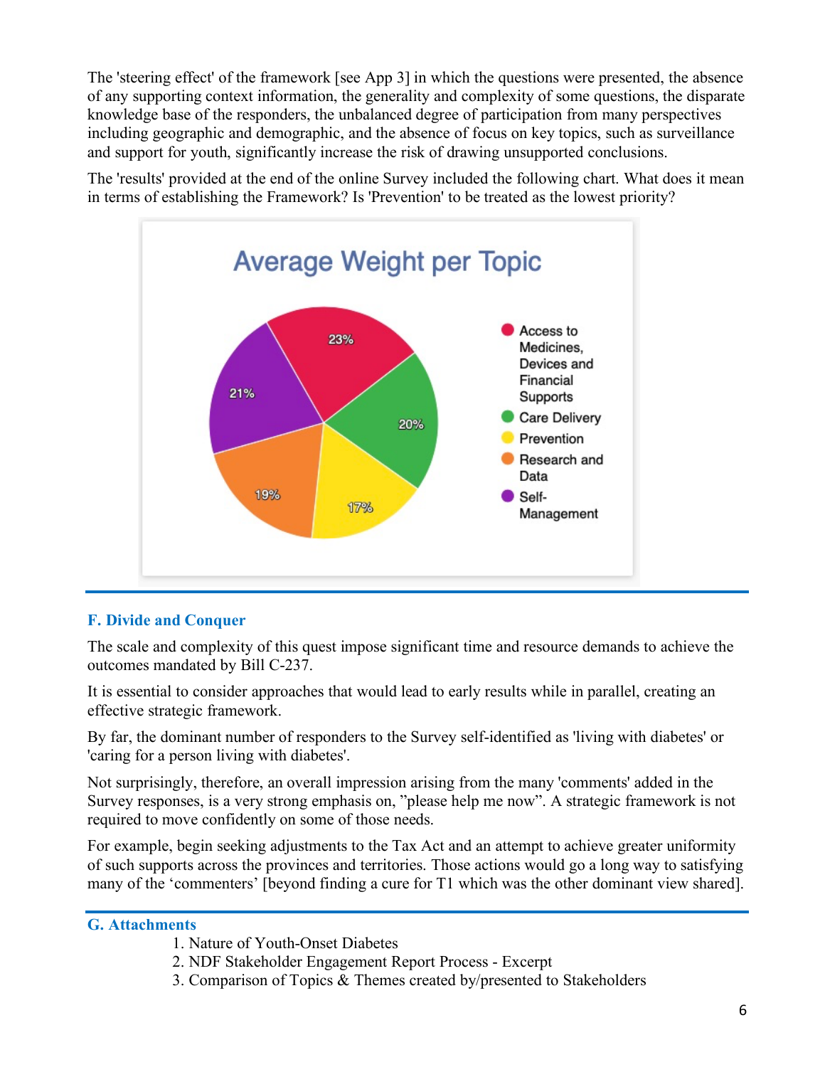The 'steering effect' of the framework [see App 3] in which the questions were presented, the absence of any supporting context information, the generality and complexity of some questions, the disparate knowledge base of the responders, the unbalanced degree of participation from many perspectives including geographic and demographic, and the absence of focus on key topics, such as surveillance and support for youth, significantly increase the risk of drawing unsupported conclusions.

The 'results' provided at the end of the online Survey included the following chart. What does it mean in terms of establishing the Framework? Is 'Prevention' to be treated as the lowest priority?

**Average Weight per Topic**

| Topic | Average Weight |
| --- | --- |
| Access to Medicines, Devices and Financial Supports | 23% |
| Care Delivery | 20% |
| Prevention | 17% |
| Research and Data | 19% |
| Self-Management | 21% |

## F. Divide and Conquer

The scale and complexity of this quest impose significant time and resource demands to achieve the outcomes mandated by Bill C-237.

It is essential to consider approaches that would lead to early results while in parallel, creating an effective strategic framework.

By far, the dominant number of responders to the Survey self-identified as 'living with diabetes' or 'caring for a person living with diabetes'.

Not surprisingly, therefore, an overall impression arising from the many 'comments' added in the Survey responses, is a very strong emphasis on, "please help me now". A strategic framework is not required to move confidently on some of those needs.

For example, begin seeking adjustments to the Tax Act and an attempt to achieve greater uniformity of such supports across the provinces and territories. Those actions would go a long way to satisfying many of the 'commenters' [beyond finding a cure for T1 which was the other dominant view shared].

## G. Attachments

1. Nature of Youth-Onset Diabetes
2. NDF Stakeholder Engagement Report Process - Excerpt
3. Comparison of Topics & Themes created by/presented to Stakeholders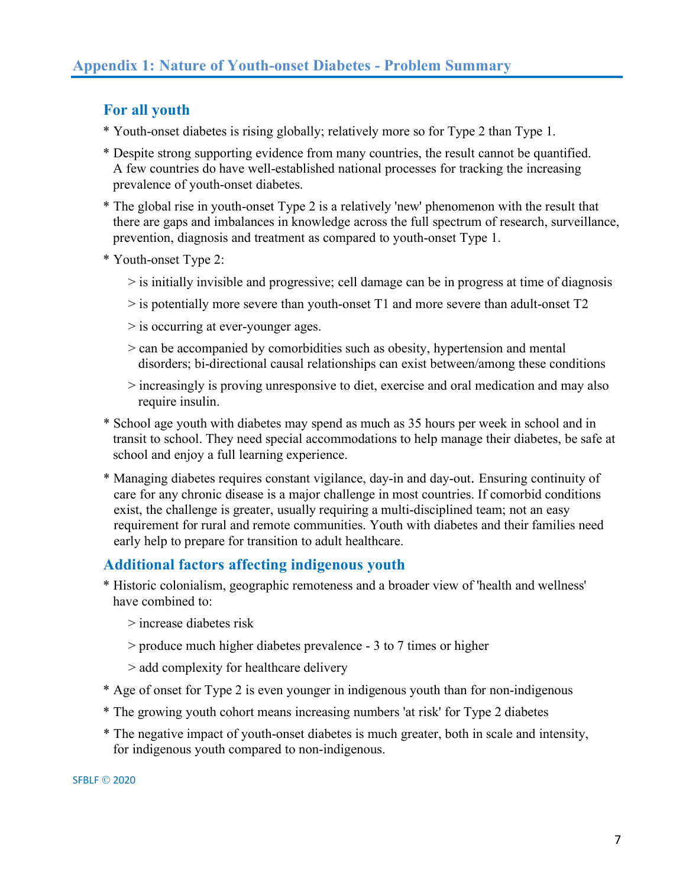## Appendix 1: Nature of Youth-onset Diabetes - Problem Summary

### For all youth

* Youth-onset diabetes is rising globally; relatively more so for Type 2 than Type 1.
* Despite strong supporting evidence from many countries, the result cannot be quantified. A few countries do have well-established national processes for tracking the increasing prevalence of youth-onset diabetes.
* The global rise in youth-onset Type 2 is a relatively 'new' phenomenon with the result that there are gaps and imbalances in knowledge across the full spectrum of research, surveillance, prevention, diagnosis and treatment as compared to youth-onset Type 1.
* Youth-onset Type 2:
  > is initially invisible and progressive; cell damage can be in progress at time of diagnosis
  > is potentially more severe than youth-onset T1 and more severe than adult-onset T2
  > is occurring at ever-younger ages.
  > can be accompanied by comorbidities such as obesity, hypertension and mental disorders; bi-directional causal relationships can exist between/among these conditions
  > increasingly is proving unresponsive to diet, exercise and oral medication and may also require insulin.
* School age youth with diabetes may spend as much as 35 hours per week in school and in transit to school. They need special accommodations to help manage their diabetes, be safe at school and enjoy a full learning experience.
* Managing diabetes requires constant vigilance, day-in and day-out. Ensuring continuity of care for any chronic disease is a major challenge in most countries. If comorbid conditions exist, the challenge is greater, usually requiring a multi-disciplined team; not an easy requirement for rural and remote communities. Youth with diabetes and their families need early help to prepare for transition to adult healthcare.

### Additional factors affecting indigenous youth

* Historic colonialism, geographic remoteness and a broader view of 'health and wellness' have combined to:
  > increase diabetes risk
  > produce much higher diabetes prevalence - 3 to 7 times or higher
  > add complexity for healthcare delivery
* Age of onset for Type 2 is even younger in indigenous youth than for non-indigenous
* The growing youth cohort means increasing numbers 'at risk' for Type 2 diabetes
* The negative impact of youth-onset diabetes is much greater, both in scale and intensity, for indigenous youth compared to non-indigenous.

SFBLF © 2020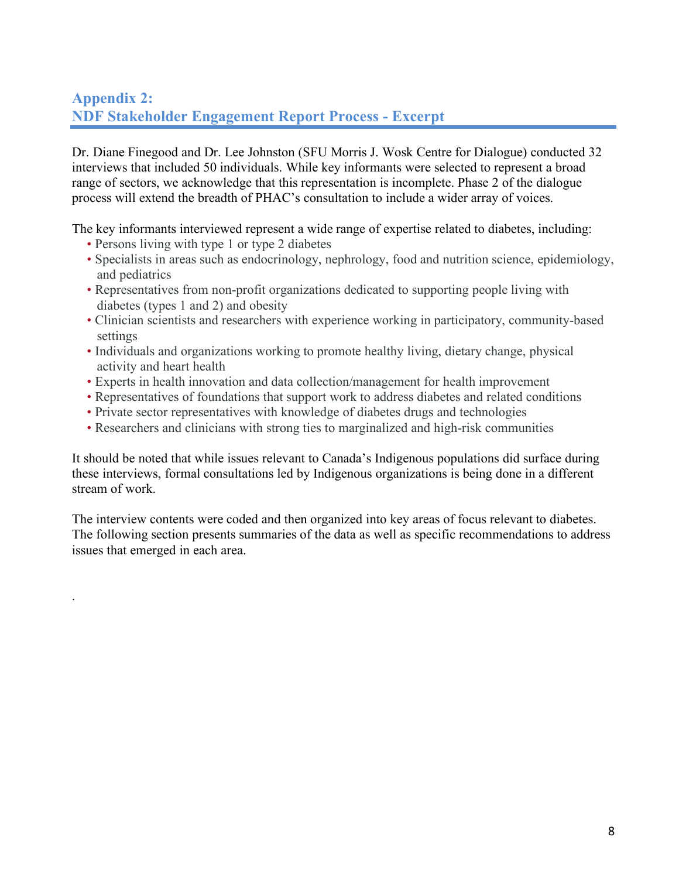## Appendix 2:
## NDF Stakeholder Engagement Report Process - Excerpt

Dr. Diane Finegood and Dr. Lee Johnston (SFU Morris J. Wosk Centre for Dialogue) conducted 32 interviews that included 50 individuals. While key informants were selected to represent a broad range of sectors, we acknowledge that this representation is incomplete. Phase 2 of the dialogue process will extend the breadth of PHAC's consultation to include a wider array of voices.

The key informants interviewed represent a wide range of expertise related to diabetes, including:

- Persons living with type 1 or type 2 diabetes
- Specialists in areas such as endocrinology, nephrology, food and nutrition science, epidemiology, and pediatrics
- Representatives from non-profit organizations dedicated to supporting people living with diabetes (types 1 and 2) and obesity
- Clinician scientists and researchers with experience working in participatory, community-based settings
- Individuals and organizations working to promote healthy living, dietary change, physical activity and heart health
- Experts in health innovation and data collection/management for health improvement
- Representatives of foundations that support work to address diabetes and related conditions
- Private sector representatives with knowledge of diabetes drugs and technologies
- Researchers and clinicians with strong ties to marginalized and high-risk communities

It should be noted that while issues relevant to Canada's Indigenous populations did surface during these interviews, formal consultations led by Indigenous organizations is being done in a different stream of work.

The interview contents were coded and then organized into key areas of focus relevant to diabetes. The following section presents summaries of the data as well as specific recommendations to address issues that emerged in each area.

.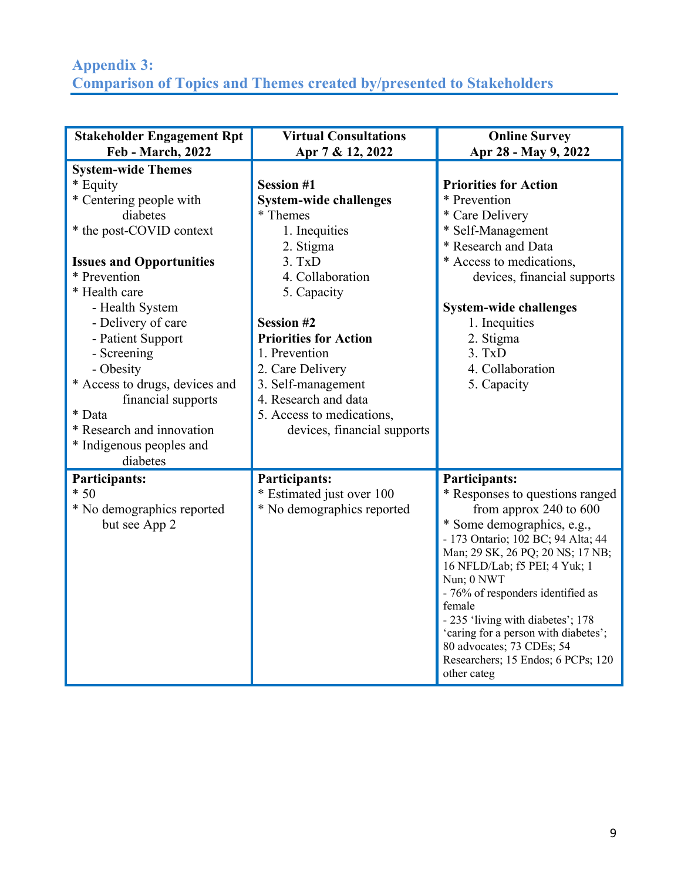## Appendix 3:
## Comparison of Topics and Themes created by/presented to Stakeholders

| Stakeholder Engagement Rpt Feb - March, 2022 | Virtual Consultations Apr 7 & 12, 2022 | Online Survey Apr 28 - May 9, 2022 |
| --- | --- | --- |
| **System-wide Themes**<br>* Equity<br>* Centering people with diabetes<br>* the post-COVID context<br><br>**Issues and Opportunities**<br>* Prevention<br>* Health care<br>- Health System<br>- Delivery of care<br>- Patient Support<br>- Screening<br>- Obesity<br>* Access to drugs, devices and financial supports<br>* Data<br>* Research and innovation<br>* Indigenous peoples and diabetes | **Session #1**<br>**System-wide challenges**<br>* Themes<br>1. Inequities<br>2. Stigma<br>3. TxD<br>4. Collaboration<br>5. Capacity<br><br>**Session #2**<br>**Priorities for Action**<br>1. Prevention<br>2. Care Delivery<br>3. Self-management<br>4. Research and data<br>5. Access to medications, devices, financial supports | **Priorities for Action**<br>* Prevention<br>* Care Delivery<br>* Self-Management<br>* Research and Data<br>* Access to medications, devices, financial supports<br><br>**System-wide challenges**<br>1. Inequities<br>2. Stigma<br>3. TxD<br>4. Collaboration<br>5. Capacity |
| **Participants:**<br>* 50<br>* No demographics reported but see App 2 | **Participants:**<br>* Estimated just over 100<br>* No demographics reported | **Participants:**<br>* Responses to questions ranged from approx 240 to 600<br>* Some demographics, e.g.,<br>- 173 Ontario; 102 BC; 94 Alta; 44 Man; 29 SK, 26 PQ; 20 NS; 17 NB; 16 NFLD/Lab; f5 PEI; 4 Yuk; 1 Nun; 0 NWT<br>- 76% of responders identified as female<br>- 235 'living with diabetes'; 178 'caring for a person with diabetes'; 80 advocates; 73 CDEs; 54 Researchers; 15 Endos; 6 PCPs; 120 other categ |